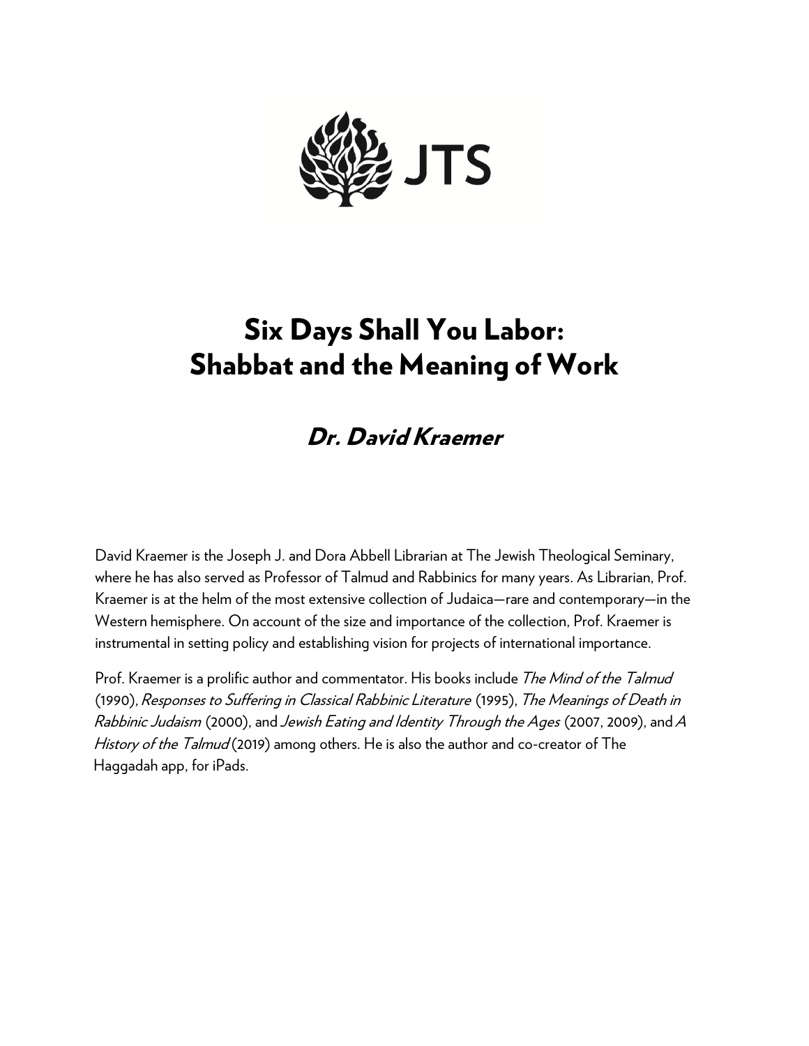JTS

# Six Days Shall You Labor: Shabbat and the Meaning of Work

## *Dr. David Kraemer*

David Kraemer is the Joseph J. and Dora Abbell Librarian at The Jewish Theological Seminary, where he has also served as Professor of Talmud and Rabbinics for many years. As Librarian, Prof. Kraemer is at the helm of the most extensive collection of Judaica—rare and contemporary—in the Western hemisphere. On account of the size and importance of the collection, Prof. Kraemer is instrumental in setting policy and establishing vision for projects of international importance.

Prof. Kraemer is a prolific author and commentator. His books include *The Mind of the Talmud* (1990), *Responses to Suffering in Classical Rabbinic Literature* (1995), *The Meanings of Death in Rabbinic Judaism* (2000), and *Jewish Eating and Identity Through the Ages* (2007, 2009), and *A History of the Talmud* (2019) among others. He is also the author and co-creator of The Haggadah app, for iPads.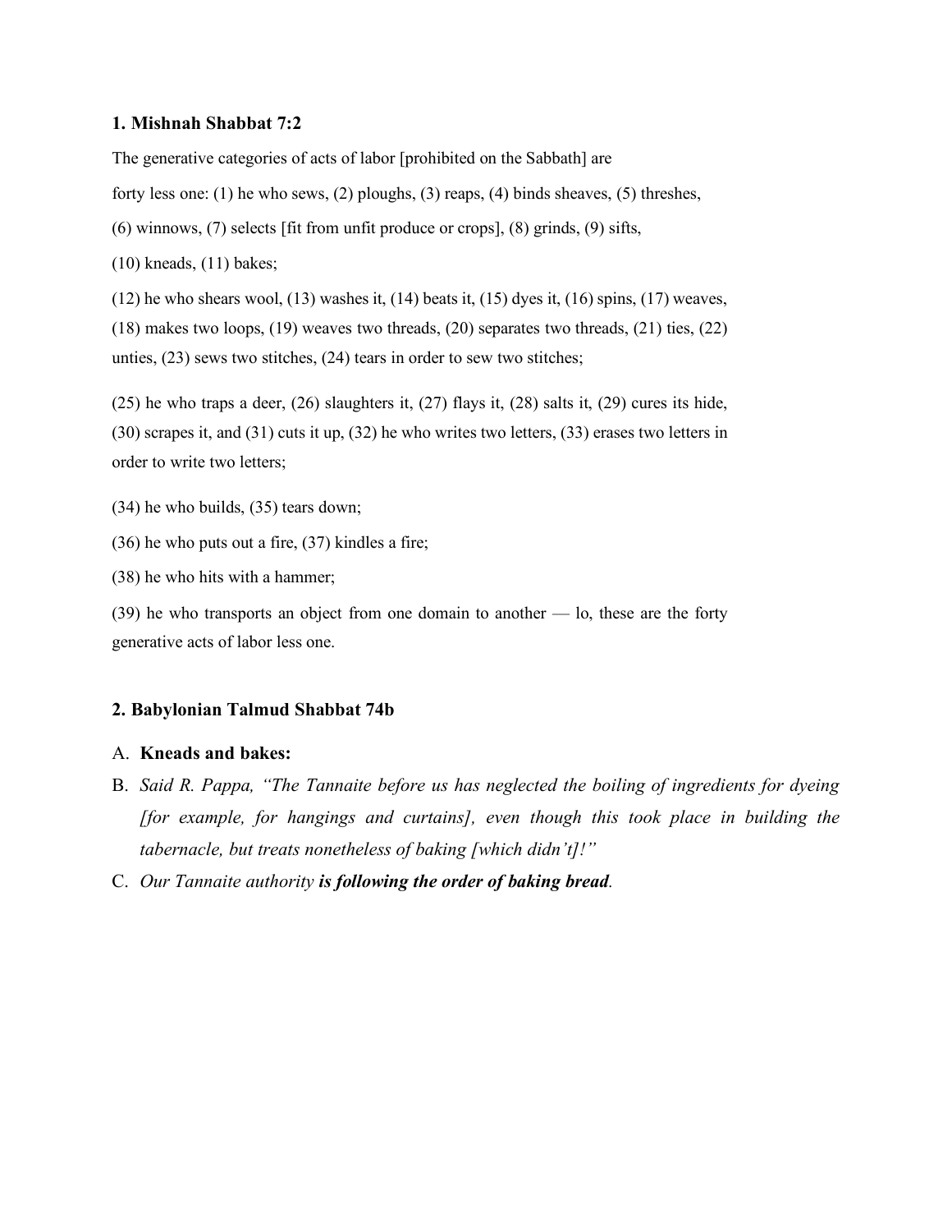**1. Mishnah Shabbat 7:2**

The generative categories of acts of labor [prohibited on the Sabbath] are forty less one: (1) he who sews, (2) ploughs, (3) reaps, (4) binds sheaves, (5) threshes, (6) winnows, (7) selects [fit from unfit produce or crops], (8) grinds, (9) sifts, (10) kneads, (11) bakes;

(12) he who shears wool, (13) washes it, (14) beats it, (15) dyes it, (16) spins, (17) weaves, (18) makes two loops, (19) weaves two threads, (20) separates two threads, (21) ties, (22) unties, (23) sews two stitches, (24) tears in order to sew two stitches;

(25) he who traps a deer, (26) slaughters it, (27) flays it, (28) salts it, (29) cures its hide, (30) scrapes it, and (31) cuts it up, (32) he who writes two letters, (33) erases two letters in order to write two letters;

(34) he who builds, (35) tears down;

(36) he who puts out a fire, (37) kindles a fire;

(38) he who hits with a hammer;

(39) he who transports an object from one domain to another — lo, these are the forty generative acts of labor less one.

**2. Babylonian Talmud Shabbat 74b**

A. **Kneads and bakes:**

B. *Said R. Pappa, "The Tannaite before us has neglected the boiling of ingredients for dyeing [for example, for hangings and curtains], even though this took place in building the tabernacle, but treats nonetheless of baking [which didn't]!"*

C. *Our Tannaite authority* ***is following the order of baking bread****.*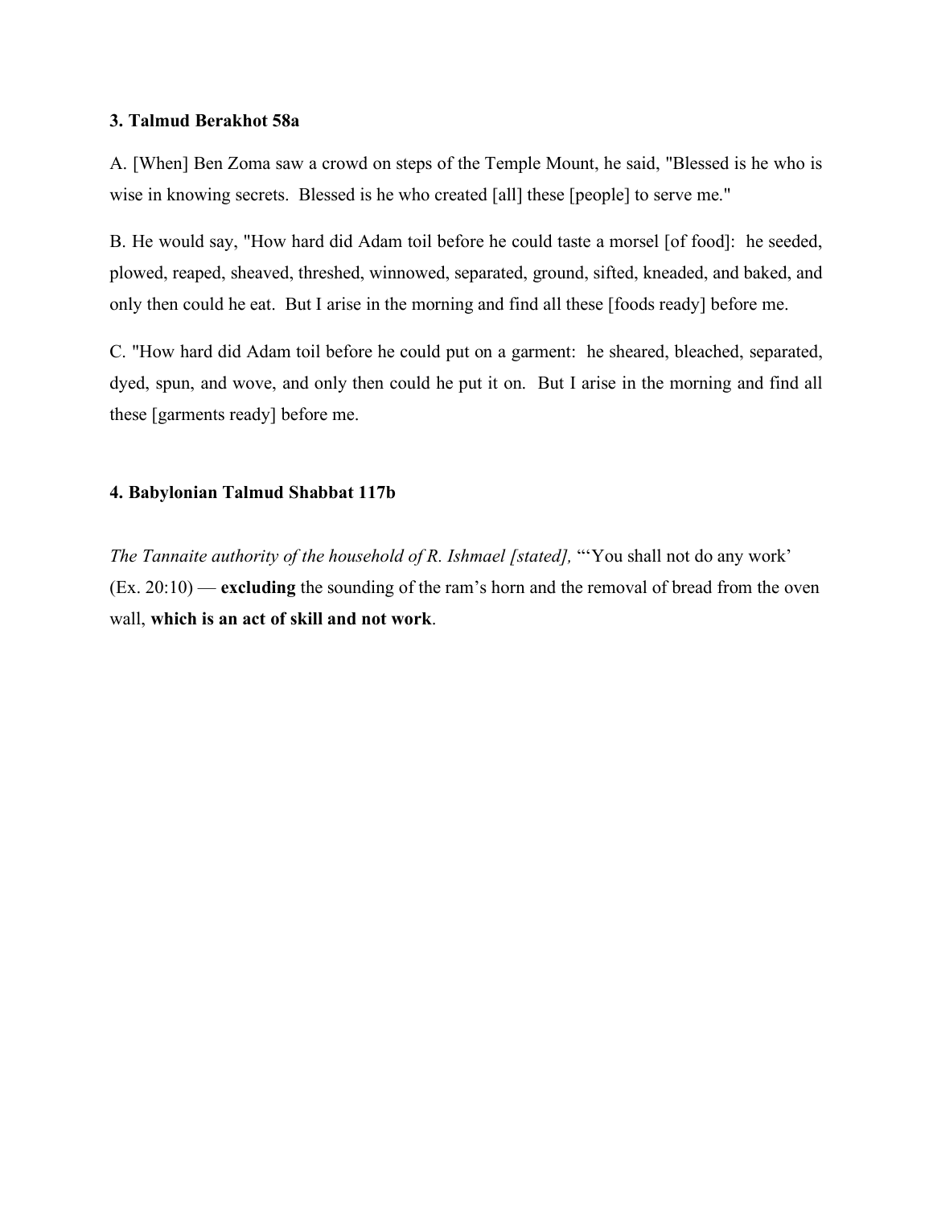**3. Talmud Berakhot 58a**

A. [When] Ben Zoma saw a crowd on steps of the Temple Mount, he said, "Blessed is he who is wise in knowing secrets. Blessed is he who created [all] these [people] to serve me."

B. He would say, "How hard did Adam toil before he could taste a morsel [of food]: he seeded, plowed, reaped, sheaved, threshed, winnowed, separated, ground, sifted, kneaded, and baked, and only then could he eat. But I arise in the morning and find all these [foods ready] before me.

C. "How hard did Adam toil before he could put on a garment: he sheared, bleached, separated, dyed, spun, and wove, and only then could he put it on. But I arise in the morning and find all these [garments ready] before me.

**4. Babylonian Talmud Shabbat 117b**

*The Tannaite authority of the household of R. Ishmael [stated],* "'You shall not do any work' (Ex. 20:10) — **excluding** the sounding of the ram's horn and the removal of bread from the oven wall, **which is an act of skill and not work**.